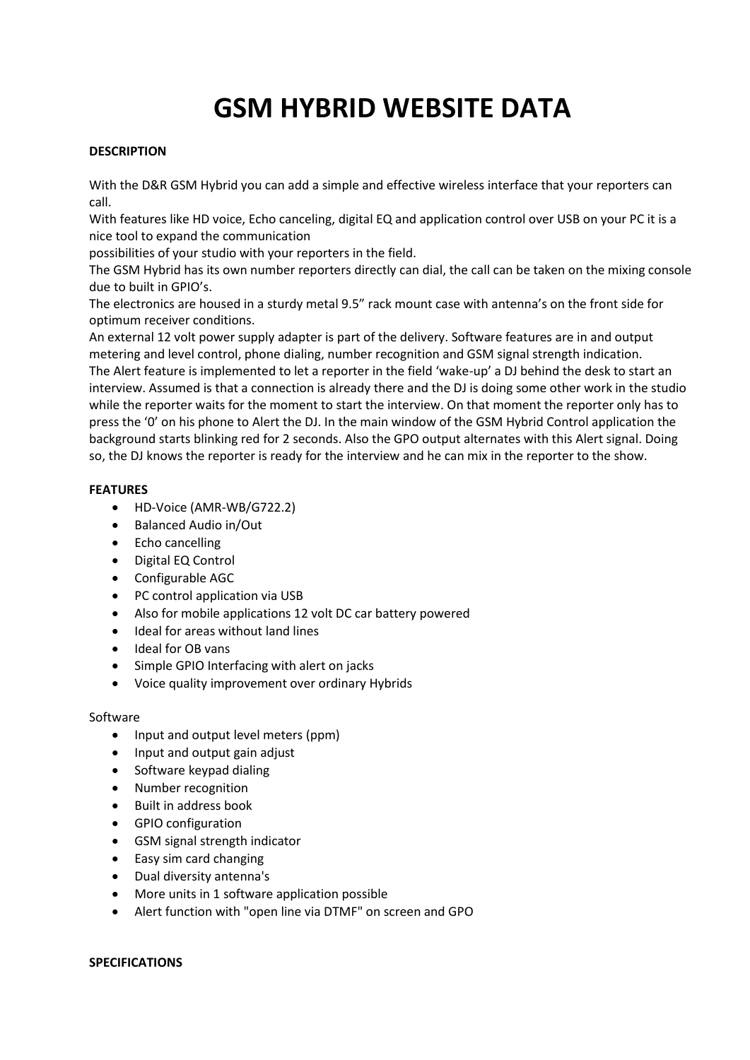# GSM HYBRID WEBSITE DATA

**DESCRIPTION**

With the D&R GSM Hybrid you can add a simple and effective wireless interface that your reporters can call.
With features like HD voice, Echo canceling, digital EQ and application control over USB on your PC it is a nice tool to expand the communication
possibilities of your studio with your reporters in the field.
The GSM Hybrid has its own number reporters directly can dial, the call can be taken on the mixing console due to built in GPIO's.
The electronics are housed in a sturdy metal 9.5" rack mount case with antenna's on the front side for optimum receiver conditions.
An external 12 volt power supply adapter is part of the delivery. Software features are in and output metering and level control, phone dialing, number recognition and GSM signal strength indication.
The Alert feature is implemented to let a reporter in the field 'wake-up' a DJ behind the desk to start an interview. Assumed is that a connection is already there and the DJ is doing some other work in the studio while the reporter waits for the moment to start the interview. On that moment the reporter only has to press the '0' on his phone to Alert the DJ. In the main window of the GSM Hybrid Control application the background starts blinking red for 2 seconds. Also the GPO output alternates with this Alert signal. Doing so, the DJ knows the reporter is ready for the interview and he can mix in the reporter to the show.

**FEATURES**

- HD-Voice (AMR-WB/G722.2)
- Balanced Audio in/Out
- Echo cancelling
- Digital EQ Control
- Configurable AGC
- PC control application via USB
- Also for mobile applications 12 volt DC car battery powered
- Ideal for areas without land lines
- Ideal for OB vans
- Simple GPIO Interfacing with alert on jacks
- Voice quality improvement over ordinary Hybrids

Software

- Input and output level meters (ppm)
- Input and output gain adjust
- Software keypad dialing
- Number recognition
- Built in address book
- GPIO configuration
- GSM signal strength indicator
- Easy sim card changing
- Dual diversity antenna's
- More units in 1 software application possible
- Alert function with "open line via DTMF" on screen and GPO

**SPECIFICATIONS**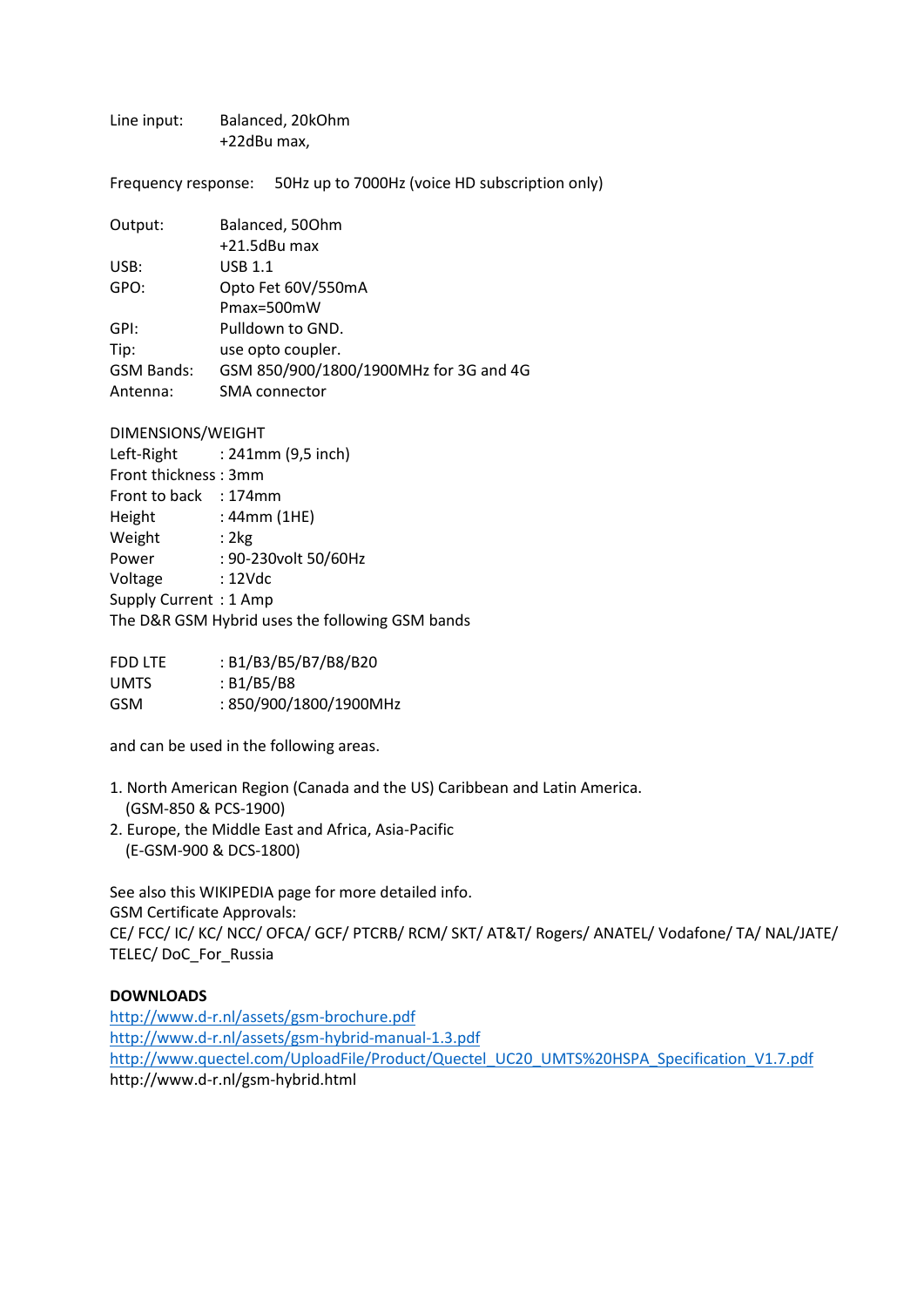Line input: Balanced, 20kOhm
+22dBu max,

Frequency response: 50Hz up to 7000Hz (voice HD subscription only)

Output: Balanced, 50Ohm
+21.5dBu max
USB: USB 1.1
GPO: Opto Fet 60V/550mA
Pmax=500mW
GPI: Pulldown to GND.
Tip: use opto coupler.
GSM Bands: GSM 850/900/1800/1900MHz for 3G and 4G
Antenna: SMA connector

DIMENSIONS/WEIGHT
Left-Right : 241mm (9,5 inch)
Front thickness : 3mm
Front to back : 174mm
Height : 44mm (1HE)
Weight : 2kg
Power : 90-230volt 50/60Hz
Voltage : 12Vdc
Supply Current : 1 Amp
The D&R GSM Hybrid uses the following GSM bands

FDD LTE : B1/B3/B5/B7/B8/B20
UMTS : B1/B5/B8
GSM : 850/900/1800/1900MHz

and can be used in the following areas.

1. North American Region (Canada and the US) Caribbean and Latin America.
   (GSM-850 & PCS-1900)
2. Europe, the Middle East and Africa, Asia-Pacific
   (E-GSM-900 & DCS-1800)

See also this WIKIPEDIA page for more detailed info.
GSM Certificate Approvals:
CE/ FCC/ IC/ KC/ NCC/ OFCA/ GCF/ PTCRB/ RCM/ SKT/ AT&T/ Rogers/ ANATEL/ Vodafone/ TA/ NAL/JATE/ TELEC/ DoC_For_Russia

**DOWNLOADS**
http://www.d-r.nl/assets/gsm-brochure.pdf
http://www.d-r.nl/assets/gsm-hybrid-manual-1.3.pdf
http://www.quectel.com/UploadFile/Product/Quectel_UC20_UMTS%20HSPA_Specification_V1.7.pdf
http://www.d-r.nl/gsm-hybrid.html